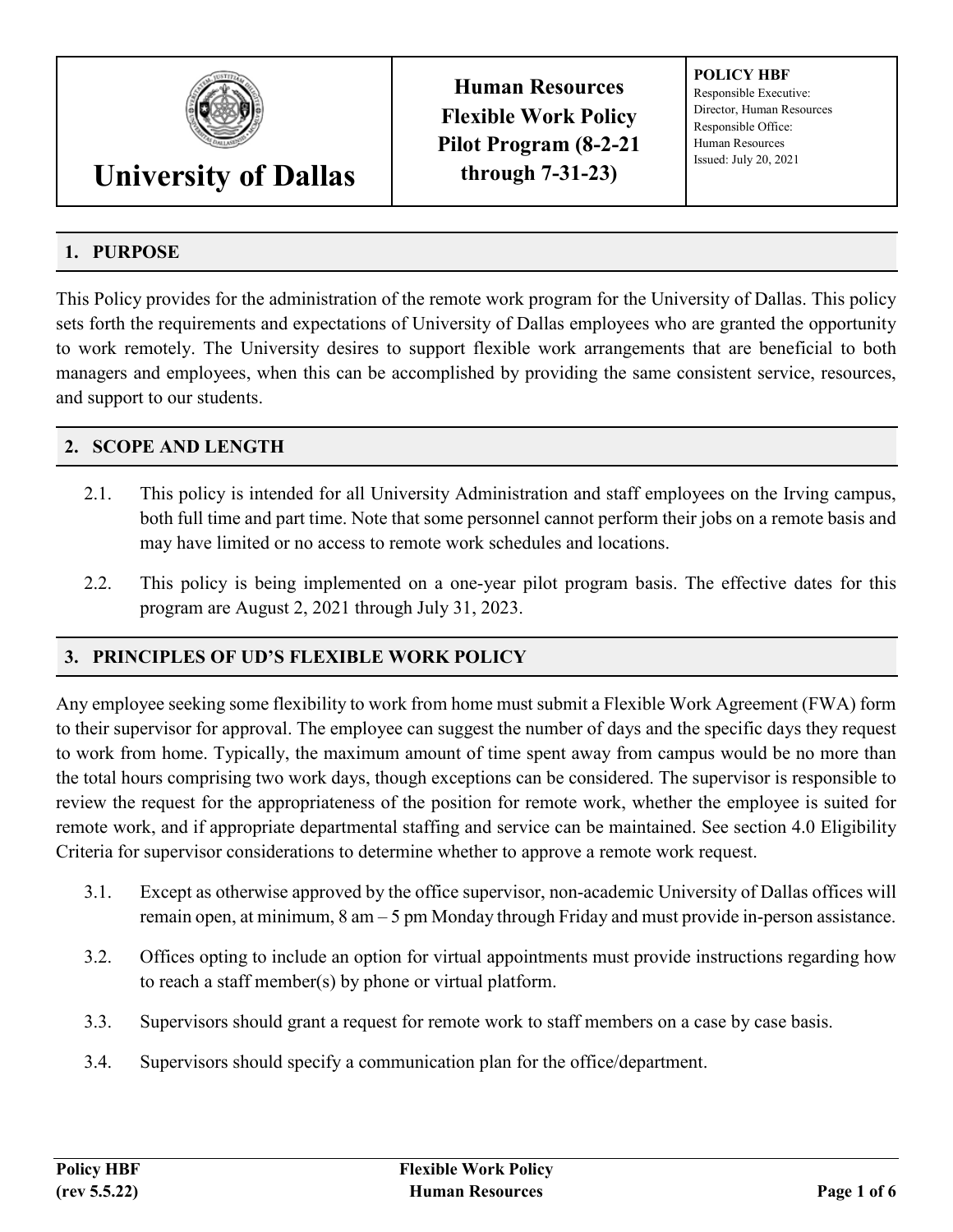| University of Dallas | Human Resources Flexible Work Policy Pilot Program (8-2-21 through 7-31-23) | **POLICY HBF** Responsible Executive: Director, Human Resources Responsible Office: Human Resources Issued: July 20, 2021 |
|---|---|---|

## 1. PURPOSE

This Policy provides for the administration of the remote work program for the University of Dallas. This policy sets forth the requirements and expectations of University of Dallas employees who are granted the opportunity to work remotely. The University desires to support flexible work arrangements that are beneficial to both managers and employees, when this can be accomplished by providing the same consistent service, resources, and support to our students.

## 2. SCOPE AND LENGTH

2.1. This policy is intended for all University Administration and staff employees on the Irving campus, both full time and part time. Note that some personnel cannot perform their jobs on a remote basis and may have limited or no access to remote work schedules and locations.

2.2. This policy is being implemented on a one-year pilot program basis. The effective dates for this program are August 2, 2021 through July 31, 2023.

## 3. PRINCIPLES OF UD'S FLEXIBLE WORK POLICY

Any employee seeking some flexibility to work from home must submit a Flexible Work Agreement (FWA) form to their supervisor for approval. The employee can suggest the number of days and the specific days they request to work from home. Typically, the maximum amount of time spent away from campus would be no more than the total hours comprising two work days, though exceptions can be considered. The supervisor is responsible to review the request for the appropriateness of the position for remote work, whether the employee is suited for remote work, and if appropriate departmental staffing and service can be maintained. See section 4.0 Eligibility Criteria for supervisor considerations to determine whether to approve a remote work request.

3.1. Except as otherwise approved by the office supervisor, non-academic University of Dallas offices will remain open, at minimum, 8 am – 5 pm Monday through Friday and must provide in-person assistance.

3.2. Offices opting to include an option for virtual appointments must provide instructions regarding how to reach a staff member(s) by phone or virtual platform.

3.3. Supervisors should grant a request for remote work to staff members on a case by case basis.

3.4. Supervisors should specify a communication plan for the office/department.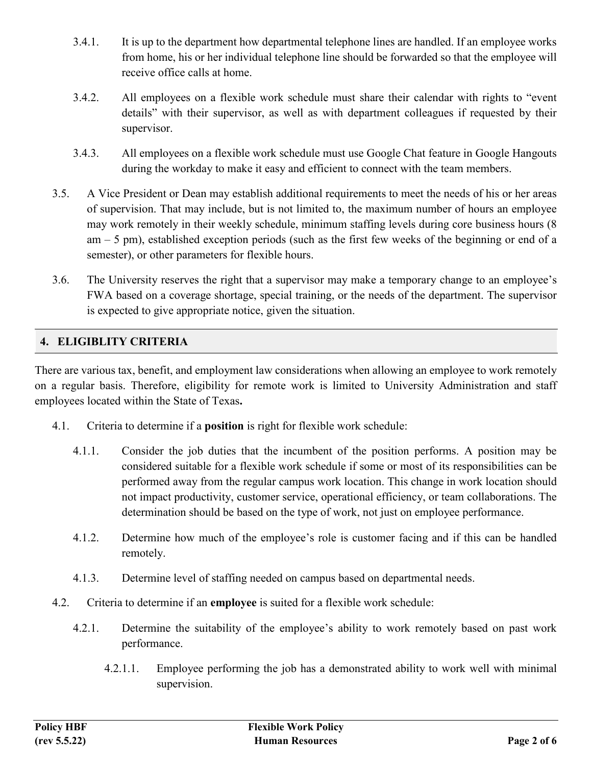3.4.1. It is up to the department how departmental telephone lines are handled. If an employee works from home, his or her individual telephone line should be forwarded so that the employee will receive office calls at home.

3.4.2. All employees on a flexible work schedule must share their calendar with rights to "event details" with their supervisor, as well as with department colleagues if requested by their supervisor.

3.4.3. All employees on a flexible work schedule must use Google Chat feature in Google Hangouts during the workday to make it easy and efficient to connect with the team members.

3.5. A Vice President or Dean may establish additional requirements to meet the needs of his or her areas of supervision. That may include, but is not limited to, the maximum number of hours an employee may work remotely in their weekly schedule, minimum staffing levels during core business hours (8 am – 5 pm), established exception periods (such as the first few weeks of the beginning or end of a semester), or other parameters for flexible hours.

3.6. The University reserves the right that a supervisor may make a temporary change to an employee's FWA based on a coverage shortage, special training, or the needs of the department. The supervisor is expected to give appropriate notice, given the situation.

## 4. ELIGIBLITY CRITERIA

There are various tax, benefit, and employment law considerations when allowing an employee to work remotely on a regular basis. Therefore, eligibility for remote work is limited to University Administration and staff employees located within the State of Texas**.**

4.1. Criteria to determine if a **position** is right for flexible work schedule:

4.1.1. Consider the job duties that the incumbent of the position performs. A position may be considered suitable for a flexible work schedule if some or most of its responsibilities can be performed away from the regular campus work location. This change in work location should not impact productivity, customer service, operational efficiency, or team collaborations. The determination should be based on the type of work, not just on employee performance.

4.1.2. Determine how much of the employee's role is customer facing and if this can be handled remotely.

4.1.3. Determine level of staffing needed on campus based on departmental needs.

4.2. Criteria to determine if an **employee** is suited for a flexible work schedule:

4.2.1. Determine the suitability of the employee's ability to work remotely based on past work performance.

4.2.1.1. Employee performing the job has a demonstrated ability to work well with minimal supervision.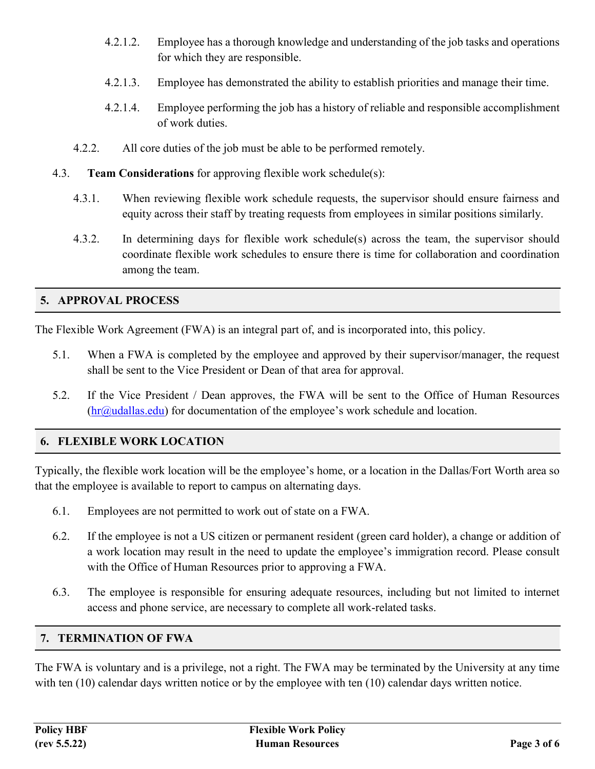4.2.1.2. Employee has a thorough knowledge and understanding of the job tasks and operations for which they are responsible.

4.2.1.3. Employee has demonstrated the ability to establish priorities and manage their time.

4.2.1.4. Employee performing the job has a history of reliable and responsible accomplishment of work duties.

4.2.2. All core duties of the job must be able to be performed remotely.

4.3. **Team Considerations** for approving flexible work schedule(s):

4.3.1. When reviewing flexible work schedule requests, the supervisor should ensure fairness and equity across their staff by treating requests from employees in similar positions similarly.

4.3.2. In determining days for flexible work schedule(s) across the team, the supervisor should coordinate flexible work schedules to ensure there is time for collaboration and coordination among the team.

## 5. APPROVAL PROCESS

The Flexible Work Agreement (FWA) is an integral part of, and is incorporated into, this policy.

5.1. When a FWA is completed by the employee and approved by their supervisor/manager, the request shall be sent to the Vice President or Dean of that area for approval.

5.2. If the Vice President / Dean approves, the FWA will be sent to the Office of Human Resources (hr@udallas.edu) for documentation of the employee's work schedule and location.

## 6. FLEXIBLE WORK LOCATION

Typically, the flexible work location will be the employee's home, or a location in the Dallas/Fort Worth area so that the employee is available to report to campus on alternating days.

6.1. Employees are not permitted to work out of state on a FWA.

6.2. If the employee is not a US citizen or permanent resident (green card holder), a change or addition of a work location may result in the need to update the employee's immigration record. Please consult with the Office of Human Resources prior to approving a FWA.

6.3. The employee is responsible for ensuring adequate resources, including but not limited to internet access and phone service, are necessary to complete all work-related tasks.

## 7. TERMINATION OF FWA

The FWA is voluntary and is a privilege, not a right. The FWA may be terminated by the University at any time with ten (10) calendar days written notice or by the employee with ten (10) calendar days written notice.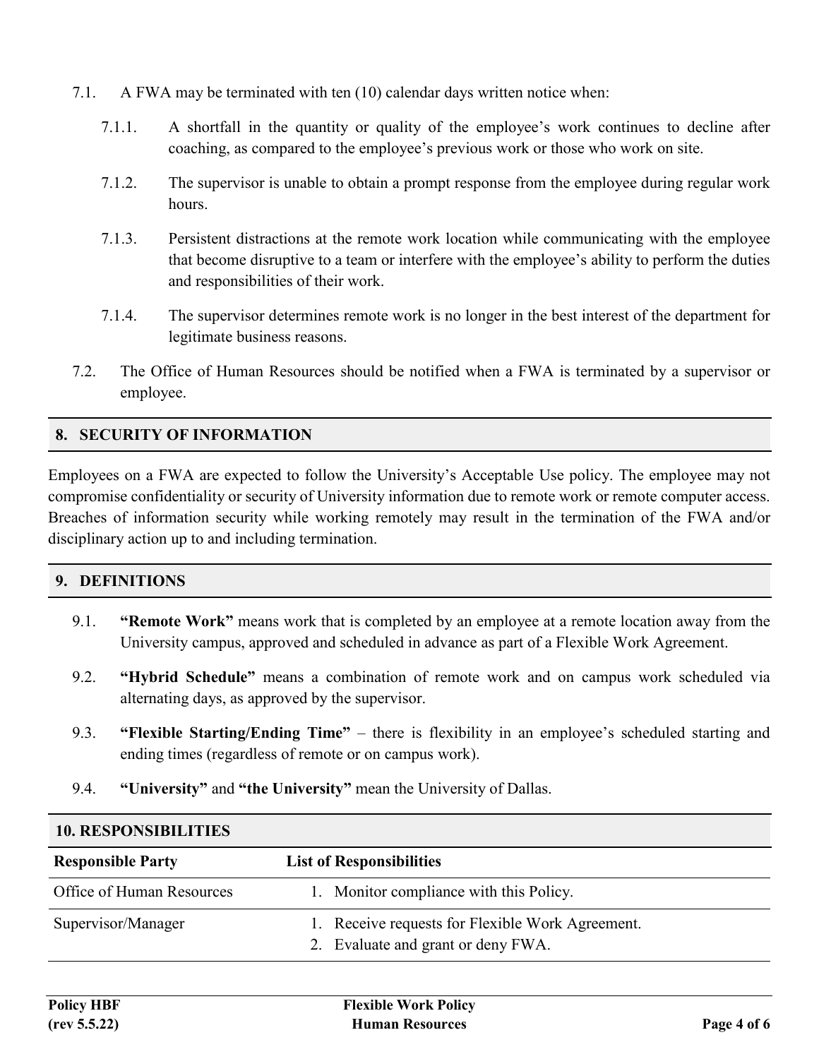7.1. A FWA may be terminated with ten (10) calendar days written notice when:

  7.1.1. A shortfall in the quantity or quality of the employee's work continues to decline after coaching, as compared to the employee's previous work or those who work on site.

  7.1.2. The supervisor is unable to obtain a prompt response from the employee during regular work hours.

  7.1.3. Persistent distractions at the remote work location while communicating with the employee that become disruptive to a team or interfere with the employee's ability to perform the duties and responsibilities of their work.

  7.1.4. The supervisor determines remote work is no longer in the best interest of the department for legitimate business reasons.

7.2. The Office of Human Resources should be notified when a FWA is terminated by a supervisor or employee.

## 8. SECURITY OF INFORMATION

Employees on a FWA are expected to follow the University's Acceptable Use policy. The employee may not compromise confidentiality or security of University information due to remote work or remote computer access. Breaches of information security while working remotely may result in the termination of the FWA and/or disciplinary action up to and including termination.

## 9. DEFINITIONS

9.1. **"Remote Work"** means work that is completed by an employee at a remote location away from the University campus, approved and scheduled in advance as part of a Flexible Work Agreement.

9.2. **"Hybrid Schedule"** means a combination of remote work and on campus work scheduled via alternating days, as approved by the supervisor.

9.3. **"Flexible Starting/Ending Time"** – there is flexibility in an employee's scheduled starting and ending times (regardless of remote or on campus work).

9.4. **"University"** and **"the University"** mean the University of Dallas.

## 10. RESPONSIBILITIES

| Responsible Party | List of Responsibilities |
|---|---|
| Office of Human Resources | 1. Monitor compliance with this Policy. |
| Supervisor/Manager | 1. Receive requests for Flexible Work Agreement.<br>2. Evaluate and grant or deny FWA. |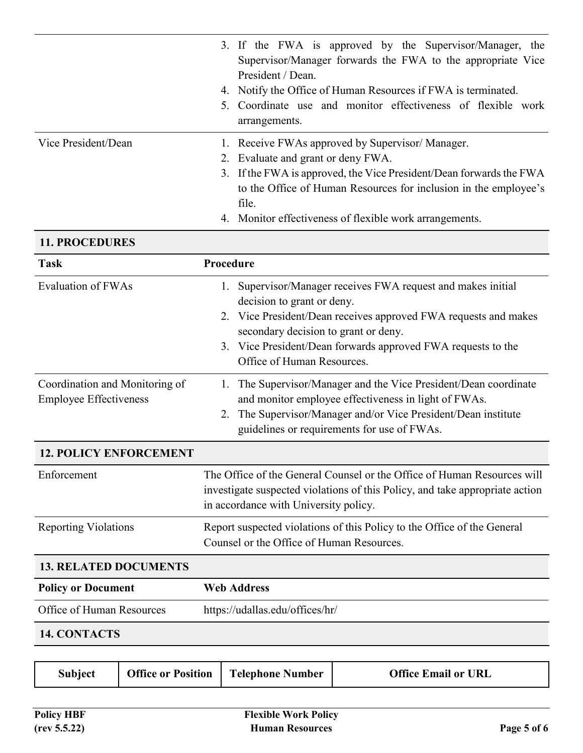| | |
|---|---|
| | 3. If the FWA is approved by the Supervisor/Manager, the Supervisor/Manager forwards the FWA to the appropriate Vice President / Dean.<br>4. Notify the Office of Human Resources if FWA is terminated.<br>5. Coordinate use and monitor effectiveness of flexible work arrangements. |
| Vice President/Dean | 1. Receive FWAs approved by Supervisor/ Manager.<br>2. Evaluate and grant or deny FWA.<br>3. If the FWA is approved, the Vice President/Dean forwards the FWA to the Office of Human Resources for inclusion in the employee's file.<br>4. Monitor effectiveness of flexible work arrangements. |

## 11. PROCEDURES

| Task | Procedure |
|---|---|
| Evaluation of FWAs | 1. Supervisor/Manager receives FWA request and makes initial decision to grant or deny.<br>2. Vice President/Dean receives approved FWA requests and makes secondary decision to grant or deny.<br>3. Vice President/Dean forwards approved FWA requests to the Office of Human Resources. |
| Coordination and Monitoring of Employee Effectiveness | 1. The Supervisor/Manager and the Vice President/Dean coordinate and monitor employee effectiveness in light of FWAs.<br>2. The Supervisor/Manager and/or Vice President/Dean institute guidelines or requirements for use of FWAs. |

## 12. POLICY ENFORCEMENT

| | |
|---|---|
| Enforcement | The Office of the General Counsel or the Office of Human Resources will investigate suspected violations of this Policy, and take appropriate action in accordance with University policy. |
| Reporting Violations | Report suspected violations of this Policy to the Office of the General Counsel or the Office of Human Resources. |

## 13. RELATED DOCUMENTS

| Policy or Document | Web Address |
|---|---|
| Office of Human Resources | https://udallas.edu/offices/hr/ |

## 14. CONTACTS

| Subject | Office or Position | Telephone Number | Office Email or URL |
|---|---|---|---|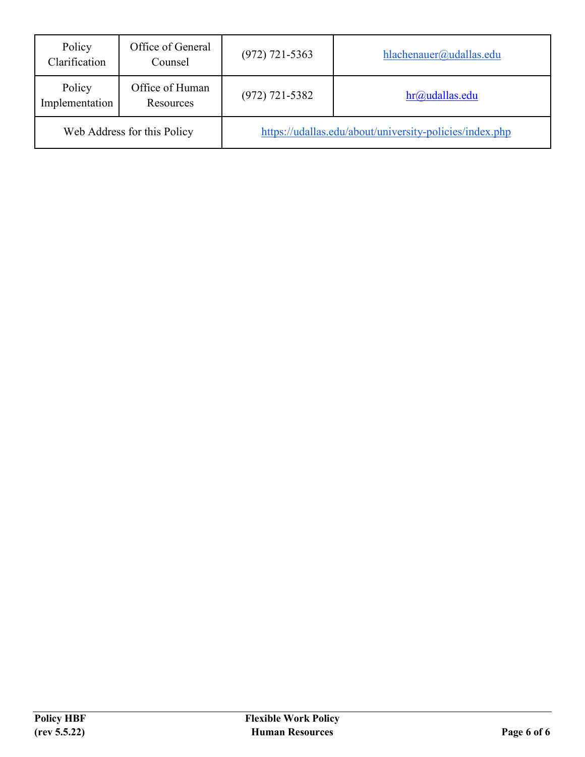| | | | |
|---|---|---|---|
| Policy Clarification | Office of General Counsel | (972) 721-5363 | hlachenauer@udallas.edu |
| Policy Implementation | Office of Human Resources | (972) 721-5382 | hr@udallas.edu |
| Web Address for this Policy | | https://udallas.edu/about/university-policies/index.php | |